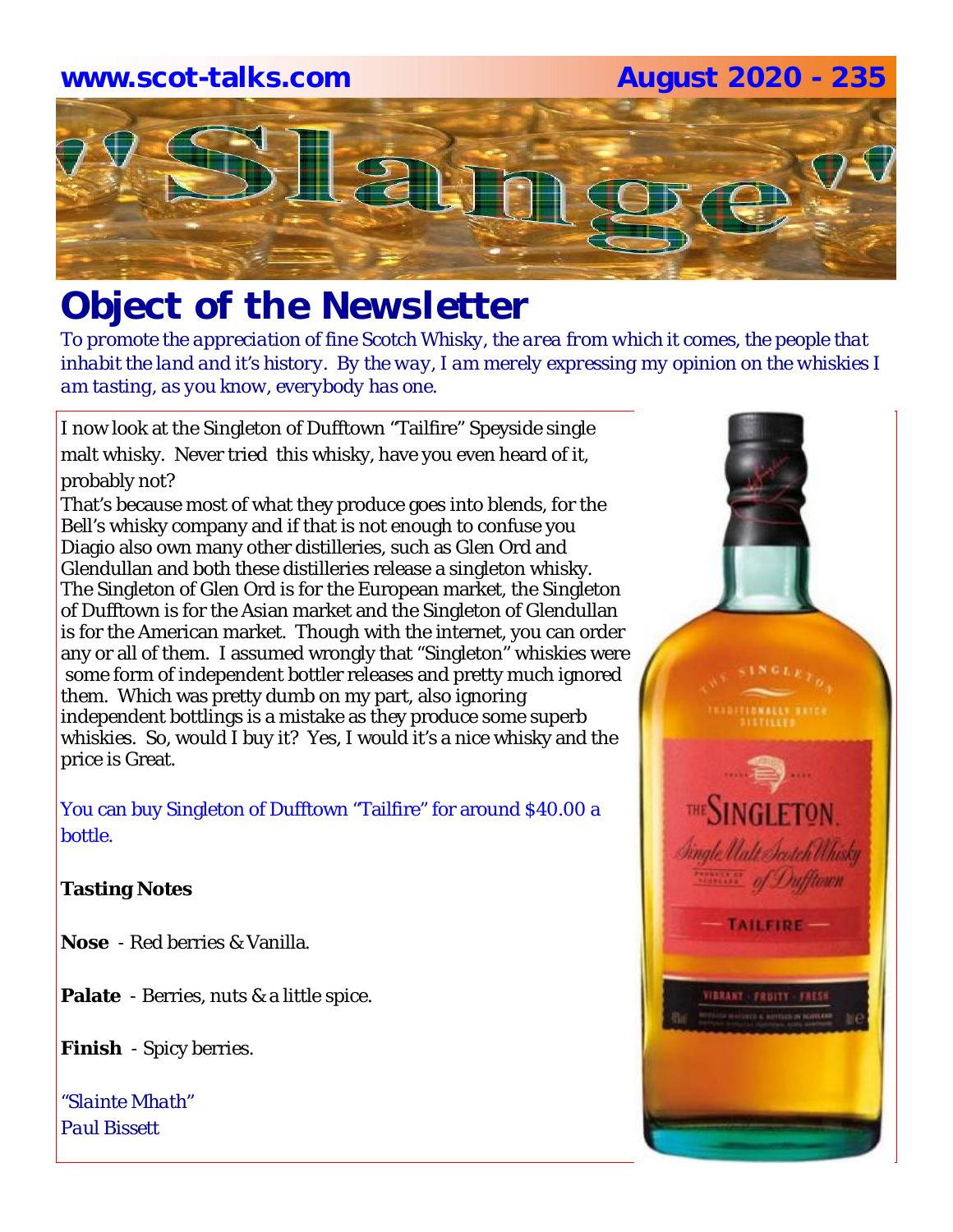www.scot-talks.com August 2020 - 235

# "Slange"

# Object of the Newsletter

*To promote the appreciation of fine Scotch Whisky, the area from which it comes, the people that inhabit the land and it's history. By the way, I am merely expressing my opinion on the whiskies I am tasting, as you know, everybody has one.*

I now look at the Singleton of Dufftown "Tailfire" Speyside single malt whisky. Never tried this whisky, have you even heard of it, probably not?
That's because most of what they produce goes into blends, for the Bell's whisky company and if that is not enough to confuse you Diagio also own many other distilleries, such as Glen Ord and Glendullan and both these distilleries release a singleton whisky. The Singleton of Glen Ord is for the European market, the Singleton of Dufftown is for the Asian market and the Singleton of Glendullan is for the American market. Though with the internet, you can order any or all of them. I assumed wrongly that "Singleton" whiskies were some form of independent bottler releases and pretty much ignored them. Which was pretty dumb on my part, also ignoring independent bottlings is a mistake as they produce some superb whiskies. So, would I buy it? Yes, I would it's a nice whisky and the price is Great.

You can buy Singleton of Dufftown "Tailfire" for around $40.00 a bottle.

**Tasting Notes**

**Nose** - Red berries & Vanilla.

**Palate** - Berries, nuts & a little spice.

**Finish** - Spicy berries.

*"Slainte Mhath"*
*Paul Bissett*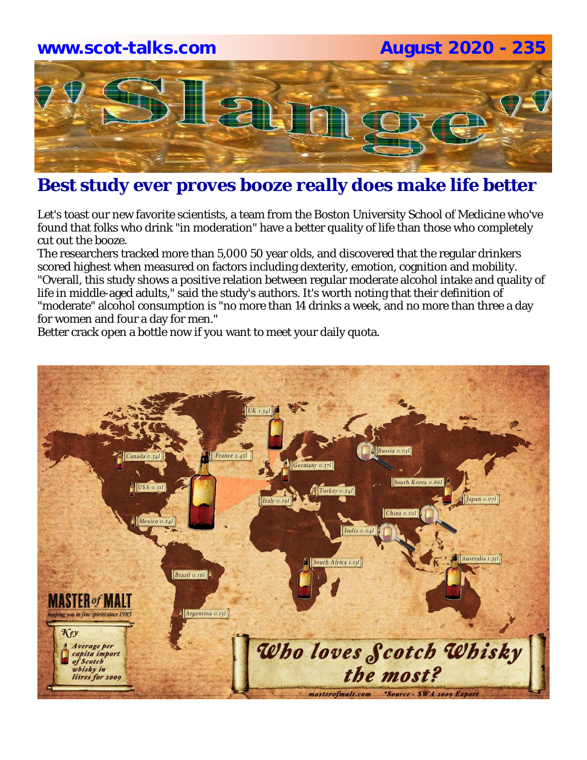## Best study ever proves booze really does make life better

Let's toast our new favorite scientists, a team from the Boston University School of Medicine who've found that folks who drink "in moderation" have a better quality of life than those who completely cut out the booze.

The researchers tracked more than 5,000 50 year olds, and discovered that the regular drinkers scored highest when measured on factors including dexterity, emotion, cognition and mobility.

"Overall, this study shows a positive relation between regular moderate alcohol intake and quality of life in middle-aged adults," said the study's authors. It's worth noting that their definition of "moderate" alcohol consumption is "no more than 14 drinks a week, and no more than three a day for women and four a day for men."

Better crack open a bottle now if you want to meet your daily quota.

**Who loves Scotch Whisky the most?**

MASTER of MALT — keeping you in fine spirits since 1985

Key: Average per capita import of Scotch whisky in litres for 2009

| Country | Litres |
| --- | --- |
| UK | 1.34l |
| France | 2.45l |
| Canada | 0.34l |
| USA | 0.31l |
| Mexico | 0.24l |
| Germany | 0.37l |
| Italy | 0.19l |
| Turkey | 0.24l |
| Russia | 0.03l |
| South Korea | 0.66l |
| Japan | 0.07l |
| China | 0.01l |
| India | 0.04l |
| South Africa | 1.13l |
| Australia | 1.35l |
| Brazil | 0.16l |
| Argentina | 0.13l |

masterofmalt.com   *Source - SWA 2009 Export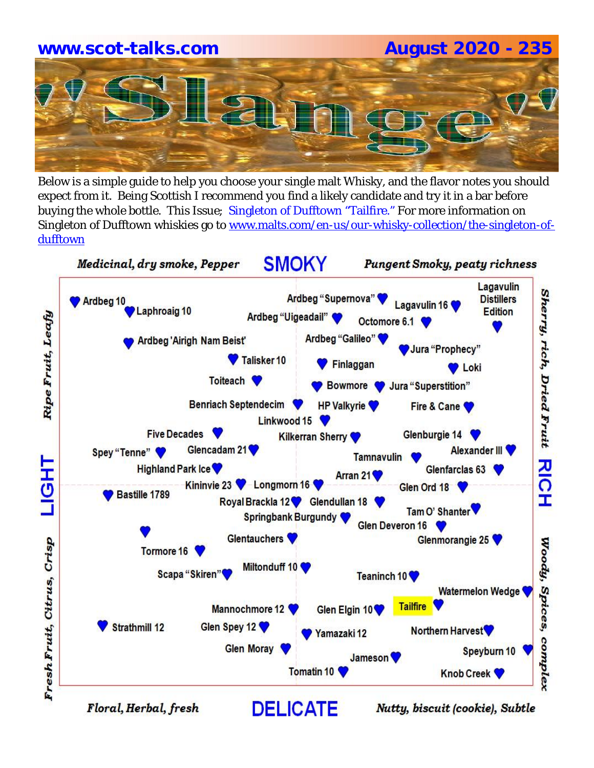# Slange

Below is a simple guide to help you choose your single malt Whisky, and the flavor notes you should expect from it. Being Scottish I recommend you find a likely candidate and try it in a bar before buying the whole bottle. This Issue; Singleton of Dufftown "Tailfire." For more information on Singleton of Dufftown whiskies go to [www.malts.com/en-us/our-whisky-collection/the-singleton-of-dufftown](www.malts.com/en-us/our-whisky-collection/the-singleton-of-dufftown)

*Medicinal, dry smoke, Pepper* — **SMOKY** — *Pungent Smoky, peaty richness*

*Ripe Fruit, Leafy* — **LIGHT** — *Fresh Fruit, Citrus, Crisp*

*Sherry, rich, Dried Fruit* — **RICH** — *Woody, Spices, complex*

*Floral, Herbal, fresh* — **DELICATE** — *Nutty, biscuit (cookie), Subtle*

Ardbeg 10
Laphroaig 10
Ardbeg "Supernova"
Ardbeg "Uigeadail"
Lagavulin 16
Lagavulin Distillers Edition
Octomore 6.1
Ardbeg 'Airigh Nam Beist'
Ardbeg "Galileo"
Jura "Prophecy"
Talisker 10
Finlaggan
Loki
Toiteach
Bowmore
Jura "Superstition"
Benriach Septendecim
HP Valkyrie
Fire & Cane
Linkwood 15
Five Decades
Kilkerran Sherry
Glenburgie 14
Spey "Tenne"
Glencadam 21
Alexander III
Tamnavulin
Highland Park Ice
Glenfarclas 63
Arran 21
Kininvie 23
Longmorn 16
Bastille 1789
Glen Ord 18
Royal Brackla 12
Glendullan 18
Springbank Burgundy
Tam O' Shanter
Glen Deveron 16
Glentauchers
Glenmorangie 25
Tormore 16
Miltonduff 10
Scapa "Skiren"
Teaninch 10
Watermelon Wedge
Tailfire
Mannochmore 12
Glen Elgin 10
Strathmill 12
Glen Spey 12
Yamazaki 12
Northern Harvest
Glen Moray
Speyburn 10
Jameson
Tomatin 10
Knob Creek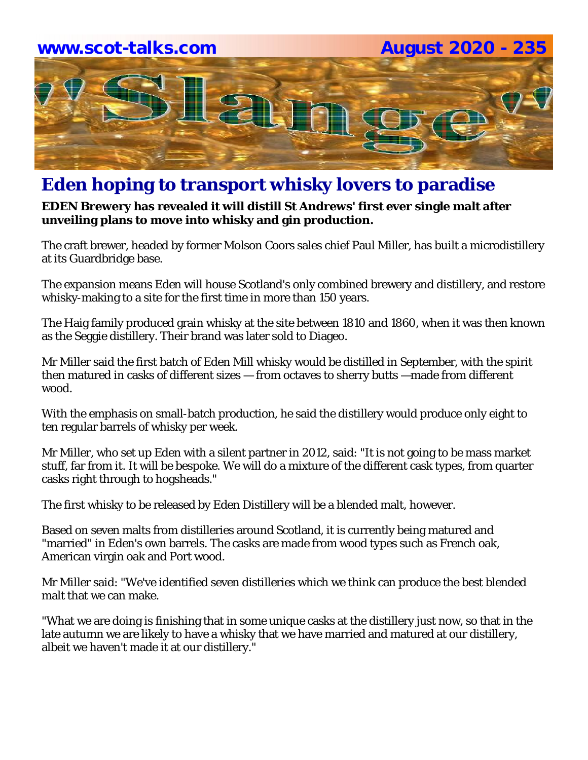# Eden hoping to transport whisky lovers to paradise

**EDEN Brewery has revealed it will distill St Andrews' first ever single malt after unveiling plans to move into whisky and gin production.**

The craft brewer, headed by former Molson Coors sales chief Paul Miller, has built a microdistillery at its Guardbridge base.

The expansion means Eden will house Scotland's only combined brewery and distillery, and restore whisky-making to a site for the first time in more than 150 years.

The Haig family produced grain whisky at the site between 1810 and 1860, when it was then known as the Seggie distillery. Their brand was later sold to Diageo.

Mr Miller said the first batch of Eden Mill whisky would be distilled in September, with the spirit then matured in casks of different sizes — from octaves to sherry butts —made from different wood.

With the emphasis on small-batch production, he said the distillery would produce only eight to ten regular barrels of whisky per week.

Mr Miller, who set up Eden with a silent partner in 2012, said: "It is not going to be mass market stuff, far from it. It will be bespoke. We will do a mixture of the different cask types, from quarter casks right through to hogsheads."

The first whisky to be released by Eden Distillery will be a blended malt, however.

Based on seven malts from distilleries around Scotland, it is currently being matured and "married" in Eden's own barrels. The casks are made from wood types such as French oak, American virgin oak and Port wood.

Mr Miller said: "We've identified seven distilleries which we think can produce the best blended malt that we can make.

"What we are doing is finishing that in some unique casks at the distillery just now, so that in the late autumn we are likely to have a whisky that we have married and matured at our distillery, albeit we haven't made it at our distillery."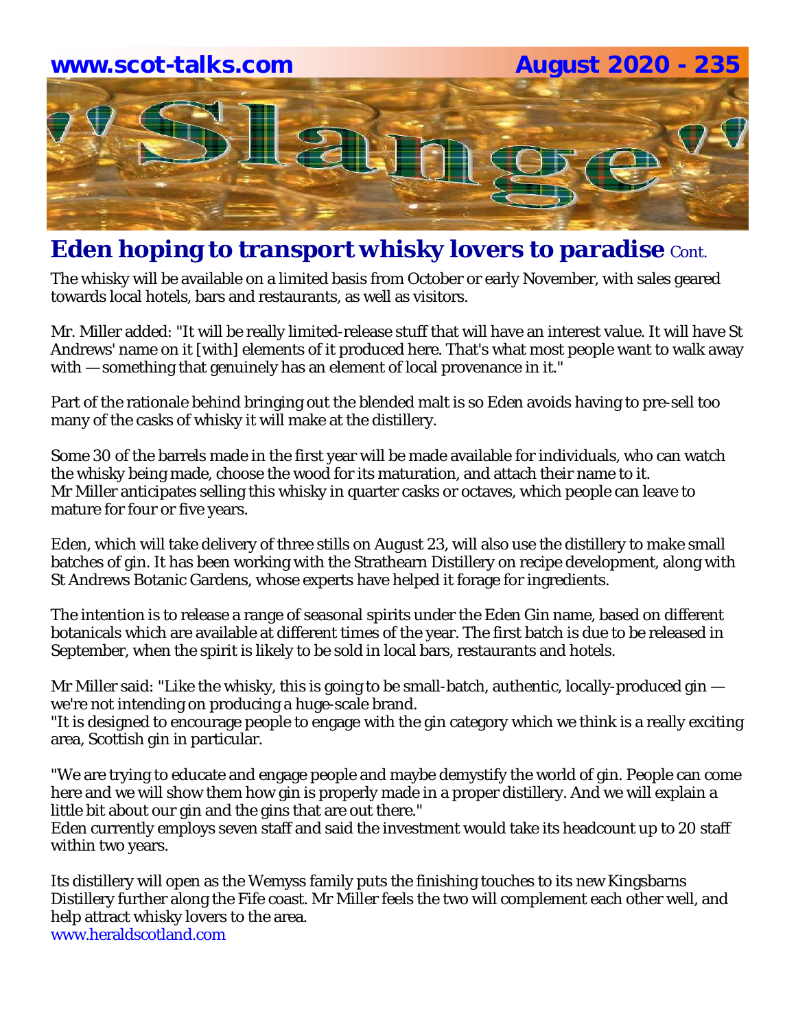# Eden hoping to transport whisky lovers to paradise Cont.

The whisky will be available on a limited basis from October or early November, with sales geared towards local hotels, bars and restaurants, as well as visitors.

Mr. Miller added: "It will be really limited-release stuff that will have an interest value. It will have St Andrews' name on it [with] elements of it produced here. That's what most people want to walk away with — something that genuinely has an element of local provenance in it."

Part of the rationale behind bringing out the blended malt is so Eden avoids having to pre-sell too many of the casks of whisky it will make at the distillery.

Some 30 of the barrels made in the first year will be made available for individuals, who can watch the whisky being made, choose the wood for its maturation, and attach their name to it.
Mr Miller anticipates selling this whisky in quarter casks or octaves, which people can leave to mature for four or five years.

Eden, which will take delivery of three stills on August 23, will also use the distillery to make small batches of gin. It has been working with the Strathearn Distillery on recipe development, along with St Andrews Botanic Gardens, whose experts have helped it forage for ingredients.

The intention is to release a range of seasonal spirits under the Eden Gin name, based on different botanicals which are available at different times of the year. The first batch is due to be released in September, when the spirit is likely to be sold in local bars, restaurants and hotels.

Mr Miller said: "Like the whisky, this is going to be small-batch, authentic, locally-produced gin — we're not intending on producing a huge-scale brand.
"It is designed to encourage people to engage with the gin category which we think is a really exciting area, Scottish gin in particular.

"We are trying to educate and engage people and maybe demystify the world of gin. People can come here and we will show them how gin is properly made in a proper distillery. And we will explain a little bit about our gin and the gins that are out there."
Eden currently employs seven staff and said the investment would take its headcount up to 20 staff within two years.

Its distillery will open as the Wemyss family puts the finishing touches to its new Kingsbarns Distillery further along the Fife coast. Mr Miller feels the two will complement each other well, and help attract whisky lovers to the area.
www.heraldscotland.com